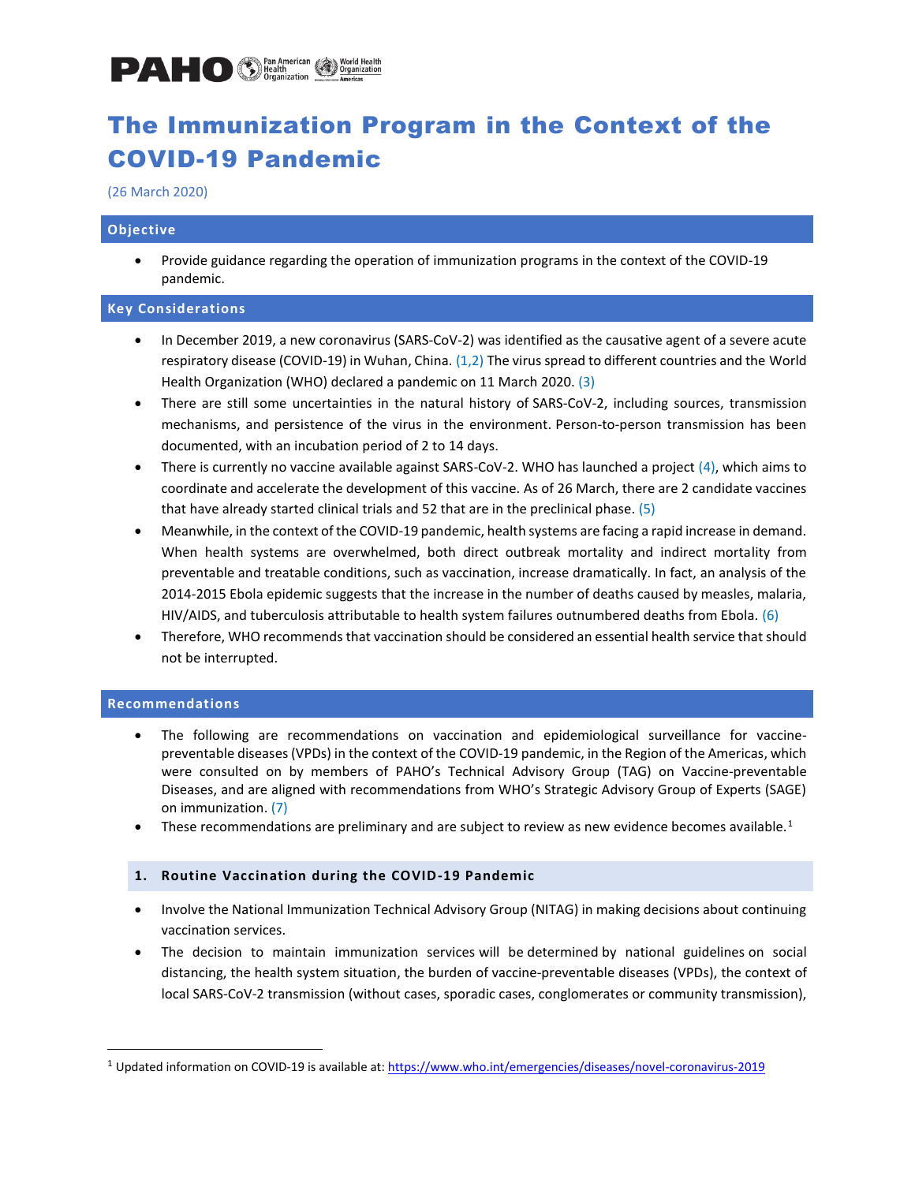# The Immunization Program in the Context of the COVID-19 Pandemic

(26 March 2020)

## Objective

- Provide guidance regarding the operation of immunization programs in the context of the COVID-19 pandemic.

## Key Considerations

- In December 2019, a new coronavirus (SARS-CoV-2) was identified as the causative agent of a severe acute respiratory disease (COVID-19) in Wuhan, China. (1,2) The virus spread to different countries and the World Health Organization (WHO) declared a pandemic on 11 March 2020. (3)
- There are still some uncertainties in the natural history of SARS-CoV-2, including sources, transmission mechanisms, and persistence of the virus in the environment. Person-to-person transmission has been documented, with an incubation period of 2 to 14 days.
- There is currently no vaccine available against SARS-CoV-2. WHO has launched a project (4), which aims to coordinate and accelerate the development of this vaccine. As of 26 March, there are 2 candidate vaccines that have already started clinical trials and 52 that are in the preclinical phase. (5)
- Meanwhile, in the context of the COVID-19 pandemic, health systems are facing a rapid increase in demand. When health systems are overwhelmed, both direct outbreak mortality and indirect mortality from preventable and treatable conditions, such as vaccination, increase dramatically. In fact, an analysis of the 2014-2015 Ebola epidemic suggests that the increase in the number of deaths caused by measles, malaria, HIV/AIDS, and tuberculosis attributable to health system failures outnumbered deaths from Ebola. (6)
- Therefore, WHO recommends that vaccination should be considered an essential health service that should not be interrupted.

## Recommendations

- The following are recommendations on vaccination and epidemiological surveillance for vaccine-preventable diseases (VPDs) in the context of the COVID-19 pandemic, in the Region of the Americas, which were consulted on by members of PAHO's Technical Advisory Group (TAG) on Vaccine-preventable Diseases, and are aligned with recommendations from WHO's Strategic Advisory Group of Experts (SAGE) on immunization. (7)
- These recommendations are preliminary and are subject to review as new evidence becomes available.[1]

### 1. Routine Vaccination during the COVID-19 Pandemic

- Involve the National Immunization Technical Advisory Group (NITAG) in making decisions about continuing vaccination services.
- The decision to maintain immunization services will be determined by national guidelines on social distancing, the health system situation, the burden of vaccine-preventable diseases (VPDs), the context of local SARS-CoV-2 transmission (without cases, sporadic cases, conglomerates or community transmission),

[1] Updated information on COVID-19 is available at: https://www.who.int/emergencies/diseases/novel-coronavirus-2019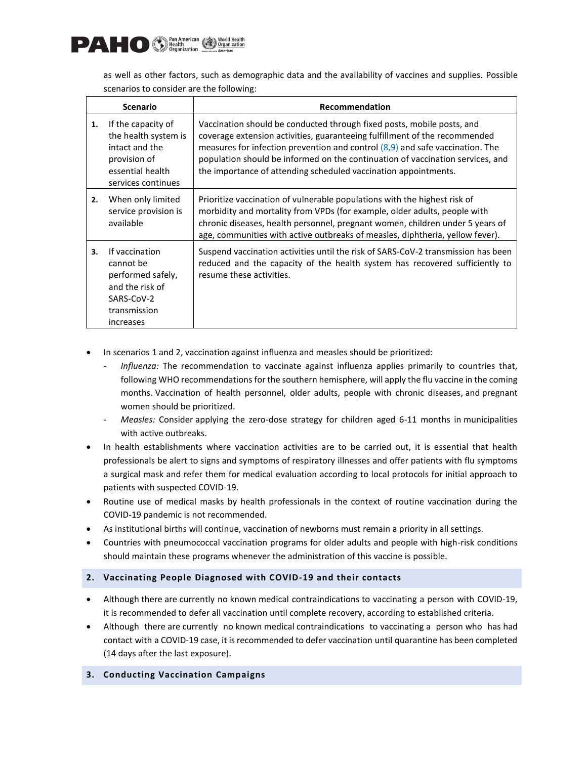as well as other factors, such as demographic data and the availability of vaccines and supplies. Possible scenarios to consider are the following:

| Scenario | Recommendation |
|---|---|
| **1.** If the capacity of the health system is intact and the provision of essential health services continues | Vaccination should be conducted through fixed posts, mobile posts, and coverage extension activities, guaranteeing fulfillment of the recommended measures for infection prevention and control (8,9) and safe vaccination. The population should be informed on the continuation of vaccination services, and the importance of attending scheduled vaccination appointments. |
| **2.** When only limited service provision is available | Prioritize vaccination of vulnerable populations with the highest risk of morbidity and mortality from VPDs (for example, older adults, people with chronic diseases, health personnel, pregnant women, children under 5 years of age, communities with active outbreaks of measles, diphtheria, yellow fever). |
| **3.** If vaccination cannot be performed safely, and the risk of SARS-CoV-2 transmission increases | Suspend vaccination activities until the risk of SARS-CoV-2 transmission has been reduced and the capacity of the health system has recovered sufficiently to resume these activities. |

- In scenarios 1 and 2, vaccination against influenza and measles should be prioritized:
  - *Influenza:* The recommendation to vaccinate against influenza applies primarily to countries that, following WHO recommendations for the southern hemisphere, will apply the flu vaccine in the coming months. Vaccination of health personnel, older adults, people with chronic diseases, and pregnant women should be prioritized.
  - *Measles:* Consider applying the zero-dose strategy for children aged 6-11 months in municipalities with active outbreaks.
- In health establishments where vaccination activities are to be carried out, it is essential that health professionals be alert to signs and symptoms of respiratory illnesses and offer patients with flu symptoms a surgical mask and refer them for medical evaluation according to local protocols for initial approach to patients with suspected COVID-19.
- Routine use of medical masks by health professionals in the context of routine vaccination during the COVID-19 pandemic is not recommended.
- As institutional births will continue, vaccination of newborns must remain a priority in all settings.
- Countries with pneumococcal vaccination programs for older adults and people with high-risk conditions should maintain these programs whenever the administration of this vaccine is possible.

## 2. Vaccinating People Diagnosed with COVID-19 and their contacts

- Although there are currently no known medical contraindications to vaccinating a person with COVID-19, it is recommended to defer all vaccination until complete recovery, according to established criteria.
- Although there are currently no known medical contraindications to vaccinating a person who has had contact with a COVID-19 case, it is recommended to defer vaccination until quarantine has been completed (14 days after the last exposure).

## 3. Conducting Vaccination Campaigns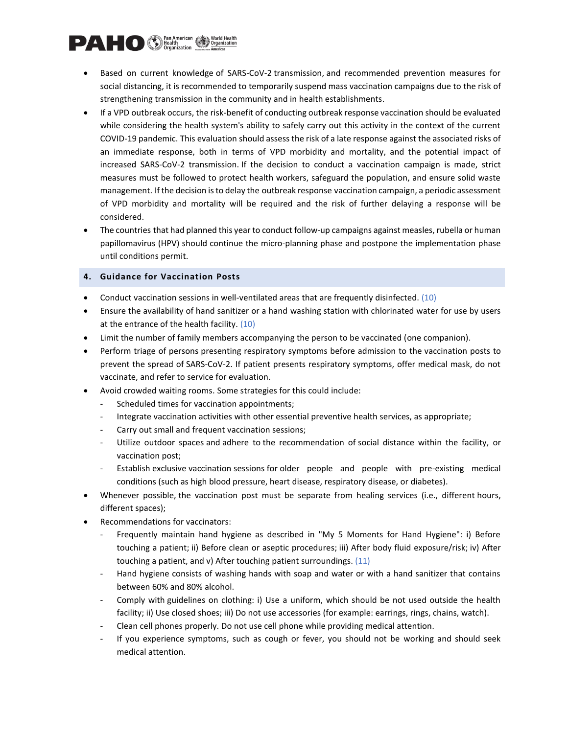- Based on current knowledge of SARS-CoV-2 transmission, and recommended prevention measures for social distancing, it is recommended to temporarily suspend mass vaccination campaigns due to the risk of strengthening transmission in the community and in health establishments.
- If a VPD outbreak occurs, the risk-benefit of conducting outbreak response vaccination should be evaluated while considering the health system's ability to safely carry out this activity in the context of the current COVID-19 pandemic. This evaluation should assess the risk of a late response against the associated risks of an immediate response, both in terms of VPD morbidity and mortality, and the potential impact of increased SARS-CoV-2 transmission. If the decision to conduct a vaccination campaign is made, strict measures must be followed to protect health workers, safeguard the population, and ensure solid waste management. If the decision is to delay the outbreak response vaccination campaign, a periodic assessment of VPD morbidity and mortality will be required and the risk of further delaying a response will be considered.
- The countries that had planned this year to conduct follow-up campaigns against measles, rubella or human papillomavirus (HPV) should continue the micro-planning phase and postpone the implementation phase until conditions permit.

## 4. Guidance for Vaccination Posts

- Conduct vaccination sessions in well-ventilated areas that are frequently disinfected. (10)
- Ensure the availability of hand sanitizer or a hand washing station with chlorinated water for use by users at the entrance of the health facility. (10)
- Limit the number of family members accompanying the person to be vaccinated (one companion).
- Perform triage of persons presenting respiratory symptoms before admission to the vaccination posts to prevent the spread of SARS-CoV-2. If patient presents respiratory symptoms, offer medical mask, do not vaccinate, and refer to service for evaluation.
- Avoid crowded waiting rooms. Some strategies for this could include:
  - Scheduled times for vaccination appointments;
  - Integrate vaccination activities with other essential preventive health services, as appropriate;
  - Carry out small and frequent vaccination sessions;
  - Utilize outdoor spaces and adhere to the recommendation of social distance within the facility, or vaccination post;
  - Establish exclusive vaccination sessions for older people and people with pre-existing medical conditions (such as high blood pressure, heart disease, respiratory disease, or diabetes).
- Whenever possible, the vaccination post must be separate from healing services (i.e., different hours, different spaces);
- Recommendations for vaccinators:
  - Frequently maintain hand hygiene as described in "My 5 Moments for Hand Hygiene": i) Before touching a patient; ii) Before clean or aseptic procedures; iii) After body fluid exposure/risk; iv) After touching a patient, and v) After touching patient surroundings. (11)
  - Hand hygiene consists of washing hands with soap and water or with a hand sanitizer that contains between 60% and 80% alcohol.
  - Comply with guidelines on clothing: i) Use a uniform, which should be not used outside the health facility; ii) Use closed shoes; iii) Do not use accessories (for example: earrings, rings, chains, watch).
  - Clean cell phones properly. Do not use cell phone while providing medical attention.
  - If you experience symptoms, such as cough or fever, you should not be working and should seek medical attention.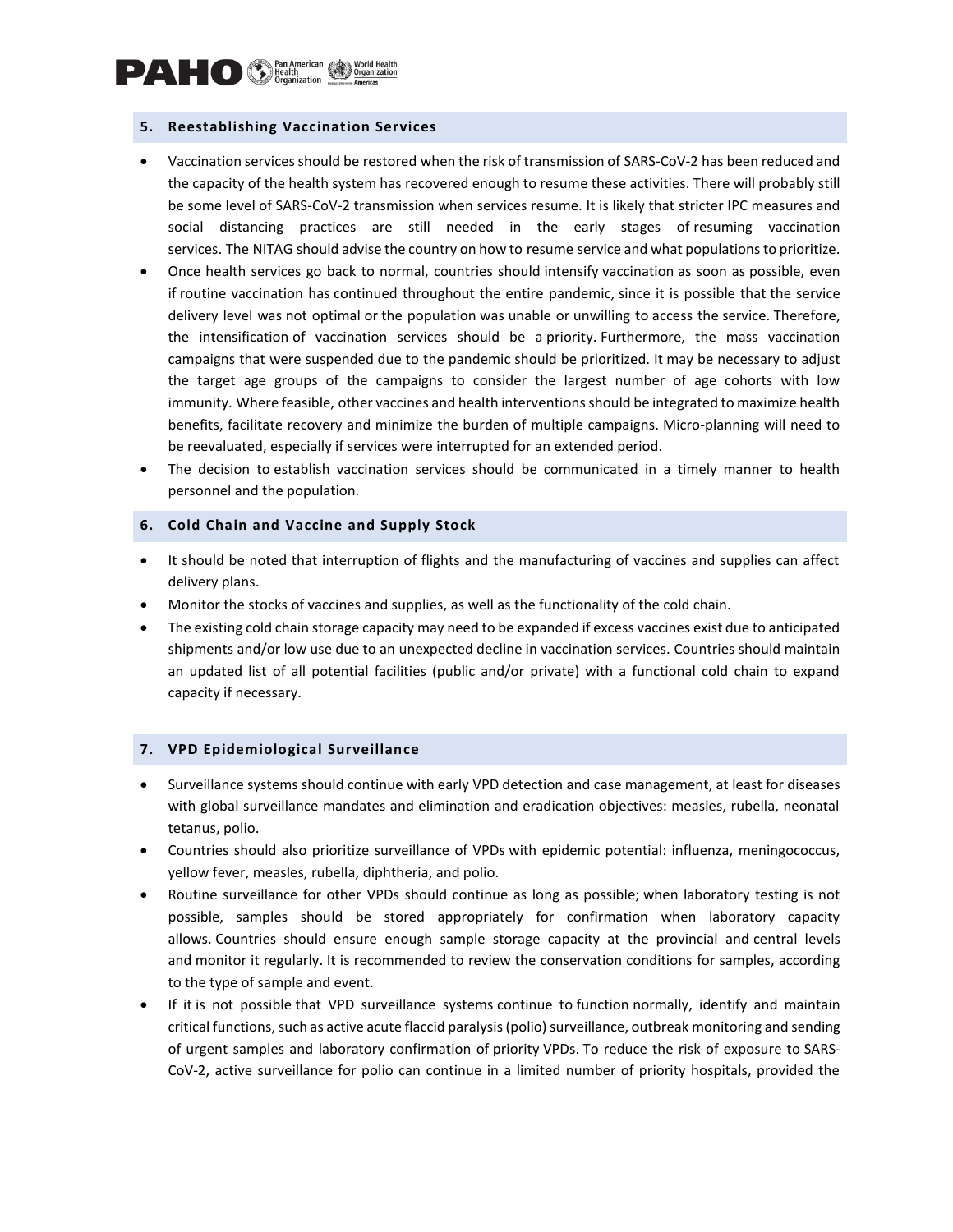## 5. Reestablishing Vaccination Services

- Vaccination services should be restored when the risk of transmission of SARS-CoV-2 has been reduced and the capacity of the health system has recovered enough to resume these activities. There will probably still be some level of SARS-CoV-2 transmission when services resume. It is likely that stricter IPC measures and social distancing practices are still needed in the early stages of resuming vaccination services. The NITAG should advise the country on how to resume service and what populations to prioritize.
- Once health services go back to normal, countries should intensify vaccination as soon as possible, even if routine vaccination has continued throughout the entire pandemic, since it is possible that the service delivery level was not optimal or the population was unable or unwilling to access the service. Therefore, the intensification of vaccination services should be a priority. Furthermore, the mass vaccination campaigns that were suspended due to the pandemic should be prioritized. It may be necessary to adjust the target age groups of the campaigns to consider the largest number of age cohorts with low immunity. Where feasible, other vaccines and health interventions should be integrated to maximize health benefits, facilitate recovery and minimize the burden of multiple campaigns. Micro-planning will need to be reevaluated, especially if services were interrupted for an extended period.
- The decision to establish vaccination services should be communicated in a timely manner to health personnel and the population.

## 6. Cold Chain and Vaccine and Supply Stock

- It should be noted that interruption of flights and the manufacturing of vaccines and supplies can affect delivery plans.
- Monitor the stocks of vaccines and supplies, as well as the functionality of the cold chain.
- The existing cold chain storage capacity may need to be expanded if excess vaccines exist due to anticipated shipments and/or low use due to an unexpected decline in vaccination services. Countries should maintain an updated list of all potential facilities (public and/or private) with a functional cold chain to expand capacity if necessary.

## 7. VPD Epidemiological Surveillance

- Surveillance systems should continue with early VPD detection and case management, at least for diseases with global surveillance mandates and elimination and eradication objectives: measles, rubella, neonatal tetanus, polio.
- Countries should also prioritize surveillance of VPDs with epidemic potential: influenza, meningococcus, yellow fever, measles, rubella, diphtheria, and polio.
- Routine surveillance for other VPDs should continue as long as possible; when laboratory testing is not possible, samples should be stored appropriately for confirmation when laboratory capacity allows. Countries should ensure enough sample storage capacity at the provincial and central levels and monitor it regularly. It is recommended to review the conservation conditions for samples, according to the type of sample and event.
- If it is not possible that VPD surveillance systems continue to function normally, identify and maintain critical functions, such as active acute flaccid paralysis (polio) surveillance, outbreak monitoring and sending of urgent samples and laboratory confirmation of priority VPDs. To reduce the risk of exposure to SARS-CoV-2, active surveillance for polio can continue in a limited number of priority hospitals, provided the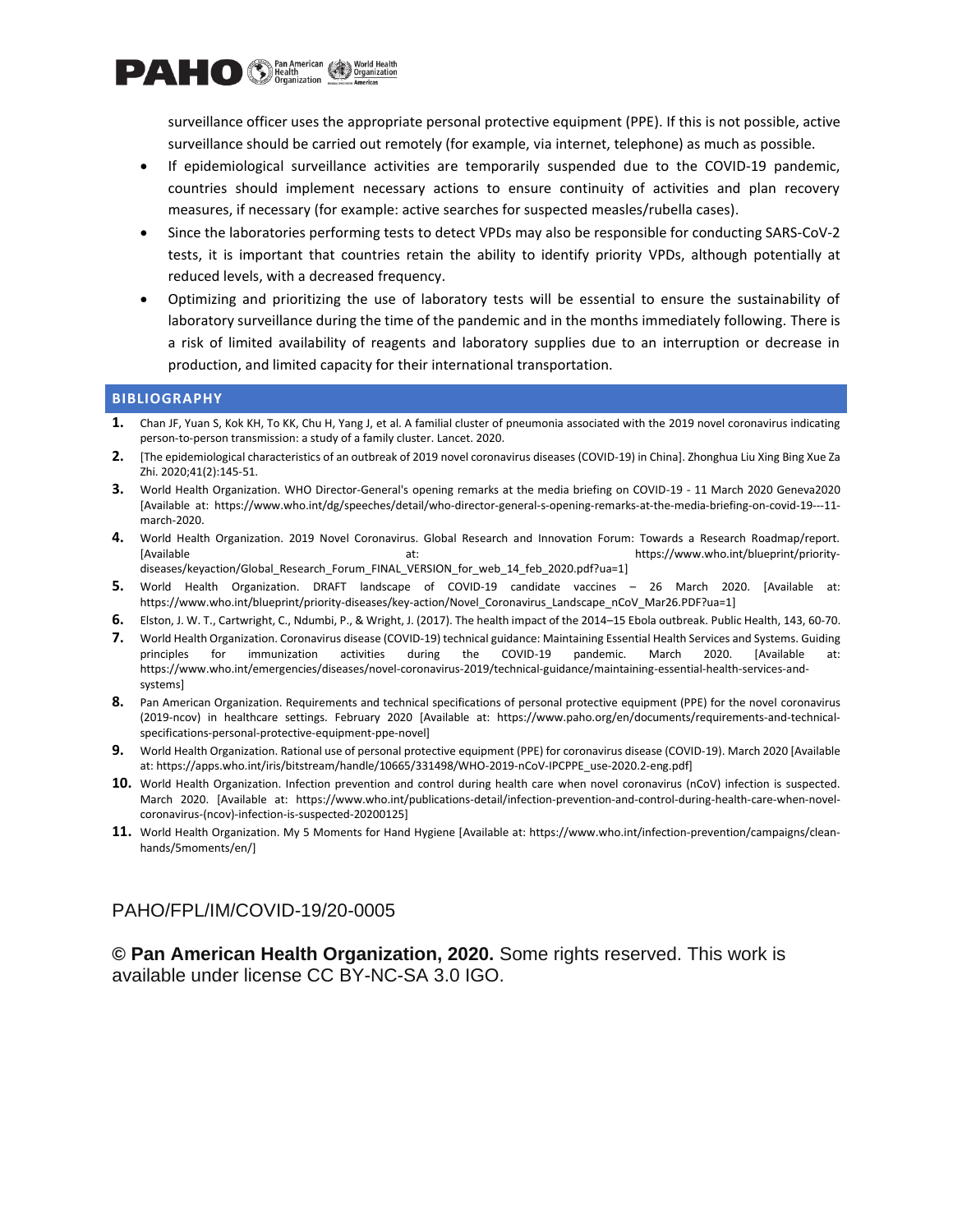surveillance officer uses the appropriate personal protective equipment (PPE). If this is not possible, active surveillance should be carried out remotely (for example, via internet, telephone) as much as possible.

- If epidemiological surveillance activities are temporarily suspended due to the COVID-19 pandemic, countries should implement necessary actions to ensure continuity of activities and plan recovery measures, if necessary (for example: active searches for suspected measles/rubella cases).
- Since the laboratories performing tests to detect VPDs may also be responsible for conducting SARS-CoV-2 tests, it is important that countries retain the ability to identify priority VPDs, although potentially at reduced levels, with a decreased frequency.
- Optimizing and prioritizing the use of laboratory tests will be essential to ensure the sustainability of laboratory surveillance during the time of the pandemic and in the months immediately following. There is a risk of limited availability of reagents and laboratory supplies due to an interruption or decrease in production, and limited capacity for their international transportation.

## BIBLIOGRAPHY

1. Chan JF, Yuan S, Kok KH, To KK, Chu H, Yang J, et al. A familial cluster of pneumonia associated with the 2019 novel coronavirus indicating person-to-person transmission: a study of a family cluster. Lancet. 2020.
2. [The epidemiological characteristics of an outbreak of 2019 novel coronavirus diseases (COVID-19) in China]. Zhonghua Liu Xing Bing Xue Za Zhi. 2020;41(2):145-51.
3. World Health Organization. WHO Director-General's opening remarks at the media briefing on COVID-19 - 11 March 2020 Geneva2020 [Available at: https://www.who.int/dg/speeches/detail/who-director-general-s-opening-remarks-at-the-media-briefing-on-covid-19---11-march-2020.
4. World Health Organization. 2019 Novel Coronavirus. Global Research and Innovation Forum: Towards a Research Roadmap/report. [Available at: https://www.who.int/blueprint/priority-diseases/keyaction/Global_Research_Forum_FINAL_VERSION_for_web_14_feb_2020.pdf?ua=1]
5. World Health Organization. DRAFT landscape of COVID-19 candidate vaccines – 26 March 2020. [Available at: https://www.who.int/blueprint/priority-diseases/key-action/Novel_Coronavirus_Landscape_nCoV_Mar26.PDF?ua=1]
6. Elston, J. W. T., Cartwright, C., Ndumbi, P., & Wright, J. (2017). The health impact of the 2014–15 Ebola outbreak. Public Health, 143, 60-70.
7. World Health Organization. Coronavirus disease (COVID-19) technical guidance: Maintaining Essential Health Services and Systems. Guiding principles for immunization activities during the COVID-19 pandemic. March 2020. [Available at: https://www.who.int/emergencies/diseases/novel-coronavirus-2019/technical-guidance/maintaining-essential-health-services-and-systems]
8. Pan American Organization. Requirements and technical specifications of personal protective equipment (PPE) for the novel coronavirus (2019-ncov) in healthcare settings. February 2020 [Available at: https://www.paho.org/en/documents/requirements-and-technical-specifications-personal-protective-equipment-ppe-novel]
9. World Health Organization. Rational use of personal protective equipment (PPE) for coronavirus disease (COVID-19). March 2020 [Available at: https://apps.who.int/iris/bitstream/handle/10665/331498/WHO-2019-nCoV-IPCPPE_use-2020.2-eng.pdf]
10. World Health Organization. Infection prevention and control during health care when novel coronavirus (nCoV) infection is suspected. March 2020. [Available at: https://www.who.int/publications-detail/infection-prevention-and-control-during-health-care-when-novel-coronavirus-(ncov)-infection-is-suspected-20200125]
11. World Health Organization. My 5 Moments for Hand Hygiene [Available at: https://www.who.int/infection-prevention/campaigns/clean-hands/5moments/en/]

PAHO/FPL/IM/COVID-19/20-0005

**© Pan American Health Organization, 2020.** Some rights reserved. This work is available under license CC BY-NC-SA 3.0 IGO.